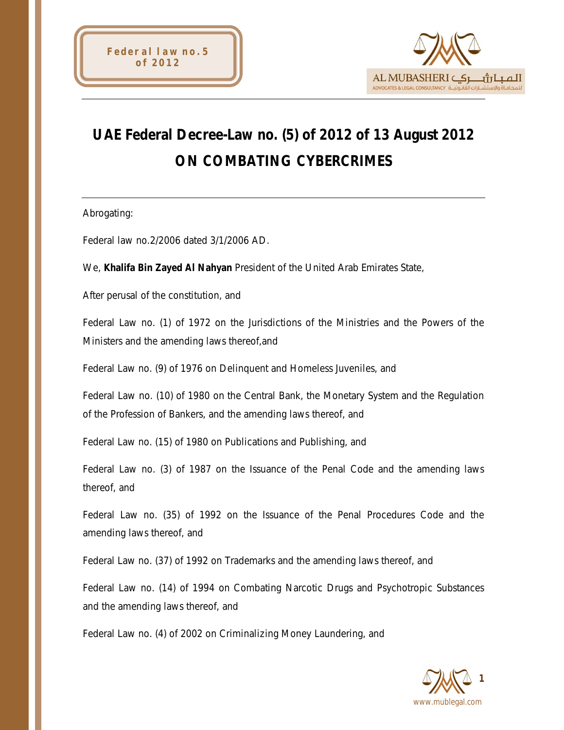# UAE Federal Decree-Law no. (5) of 2012 of 13 August 2012

## ON COMBATING CYBERCRIMES

Abrogating:

Federal law no.2/2006 dated 3/1/2006 AD.

We, **Khalifa Bin Zayed Al Nahyan** President of the United Arab Emirates State,

After perusal of the constitution, and

Federal Law no. (1) of 1972 on the Jurisdictions of the Ministries and the Powers of the Ministers and the amending laws thereof,and

Federal Law no. (9) of 1976 on Delinquent and Homeless Juveniles, and

Federal Law no. (10) of 1980 on the Central Bank, the Monetary System and the Regulation of the Profession of Bankers, and the amending laws thereof, and

Federal Law no. (15) of 1980 on Publications and Publishing, and

Federal Law no. (3) of 1987 on the Issuance of the Penal Code and the amending laws thereof, and

Federal Law no. (35) of 1992 on the Issuance of the Penal Procedures Code and the amending laws thereof, and

Federal Law no. (37) of 1992 on Trademarks and the amending laws thereof, and

Federal Law no. (14) of 1994 on Combating Narcotic Drugs and Psychotropic Substances and the amending laws thereof, and

Federal Law no. (4) of 2002 on Criminalizing Money Laundering, and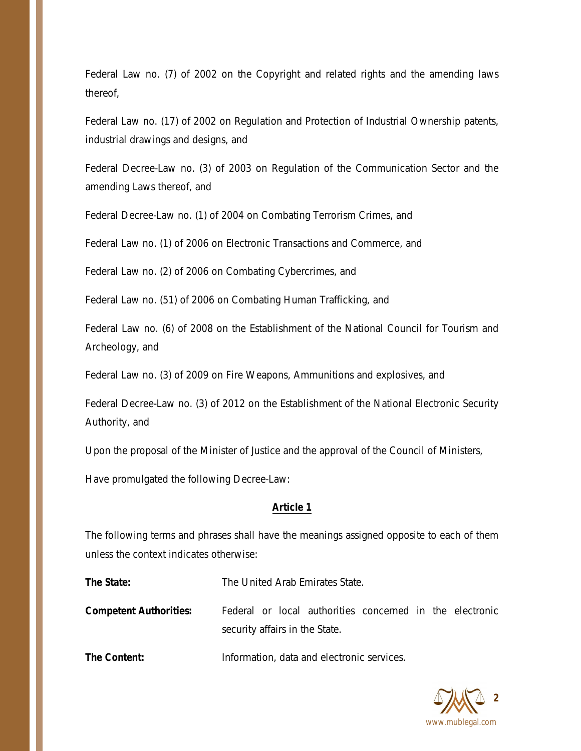Federal Law no. (7) of 2002 on the Copyright and related rights and the amending laws thereof,

Federal Law no. (17) of 2002 on Regulation and Protection of Industrial Ownership patents, industrial drawings and designs, and

Federal Decree-Law no. (3) of 2003 on Regulation of the Communication Sector and the amending Laws thereof, and

Federal Decree-Law no. (1) of 2004 on Combating Terrorism Crimes, and

Federal Law no. (1) of 2006 on Electronic Transactions and Commerce, and

Federal Law no. (2) of 2006 on Combating Cybercrimes, and

Federal Law no. (51) of 2006 on Combating Human Trafficking, and

Federal Law no. (6) of 2008 on the Establishment of the National Council for Tourism and Archeology, and

Federal Law no. (3) of 2009 on Fire Weapons, Ammunitions and explosives, and

Federal Decree-Law no. (3) of 2012 on the Establishment of the National Electronic Security Authority, and

Upon the proposal of the Minister of Justice and the approval of the Council of Ministers,

Have promulgated the following Decree-Law:

## Article 1

The following terms and phrases shall have the meanings assigned opposite to each of them unless the context indicates otherwise:

**The State:** The United Arab Emirates State.

**Competent Authorities:** Federal or local authorities concerned in the electronic security affairs in the State.

**The Content:** Information, data and electronic services.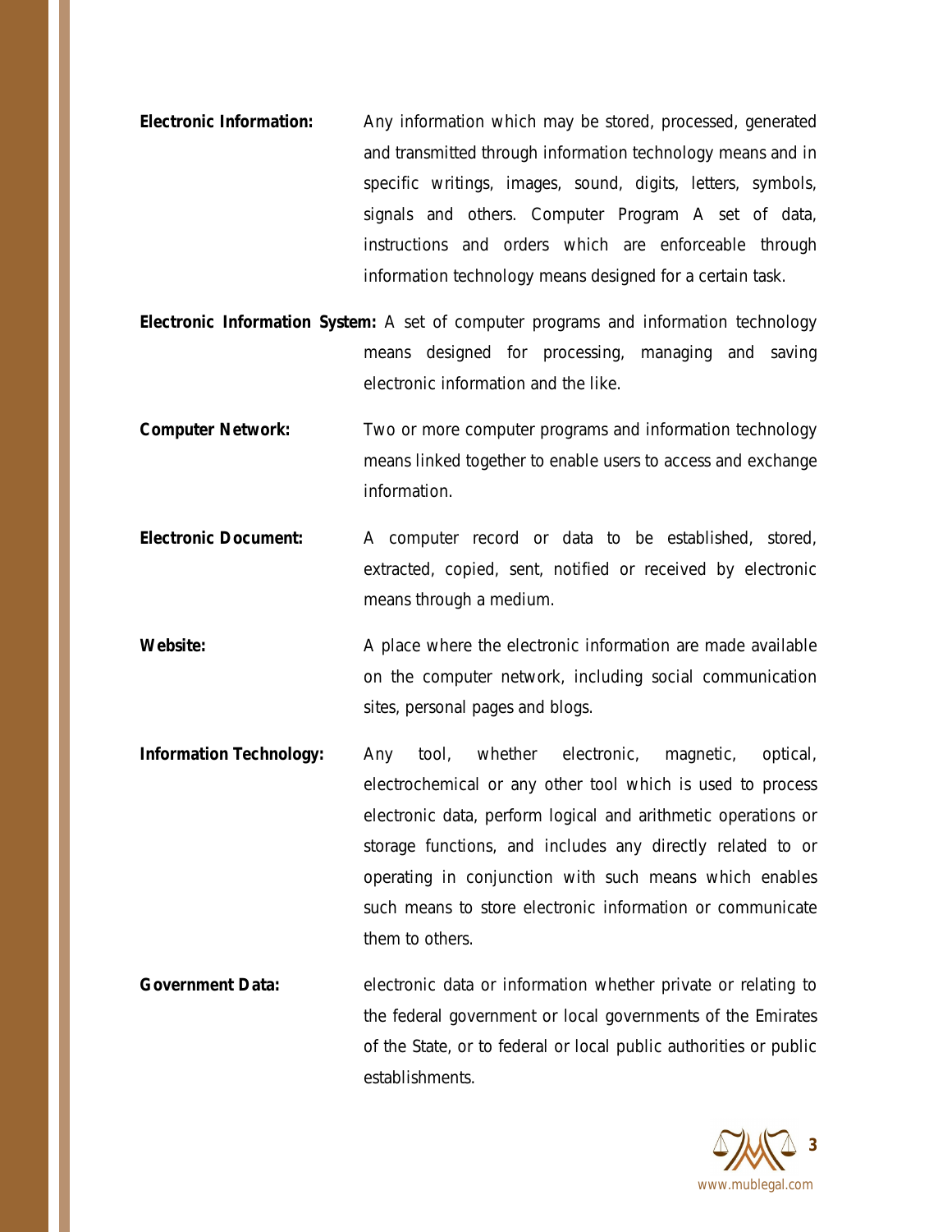**Electronic Information:** Any information which may be stored, processed, generated and transmitted through information technology means and in specific writings, images, sound, digits, letters, symbols, signals and others. Computer Program A set of data, instructions and orders which are enforceable through information technology means designed for a certain task.

**Electronic Information System:** A set of computer programs and information technology means designed for processing, managing and saving electronic information and the like.

**Computer Network:** Two or more computer programs and information technology means linked together to enable users to access and exchange information.

**Electronic Document:** A computer record or data to be established, stored, extracted, copied, sent, notified or received by electronic means through a medium.

**Website:** A place where the electronic information are made available on the computer network, including social communication sites, personal pages and blogs.

**Information Technology:** Any tool, whether electronic, magnetic, optical, electrochemical or any other tool which is used to process electronic data, perform logical and arithmetic operations or storage functions, and includes any directly related to or operating in conjunction with such means which enables such means to store electronic information or communicate them to others.

**Government Data:** electronic data or information whether private or relating to the federal government or local governments of the Emirates of the State, or to federal or local public authorities or public establishments.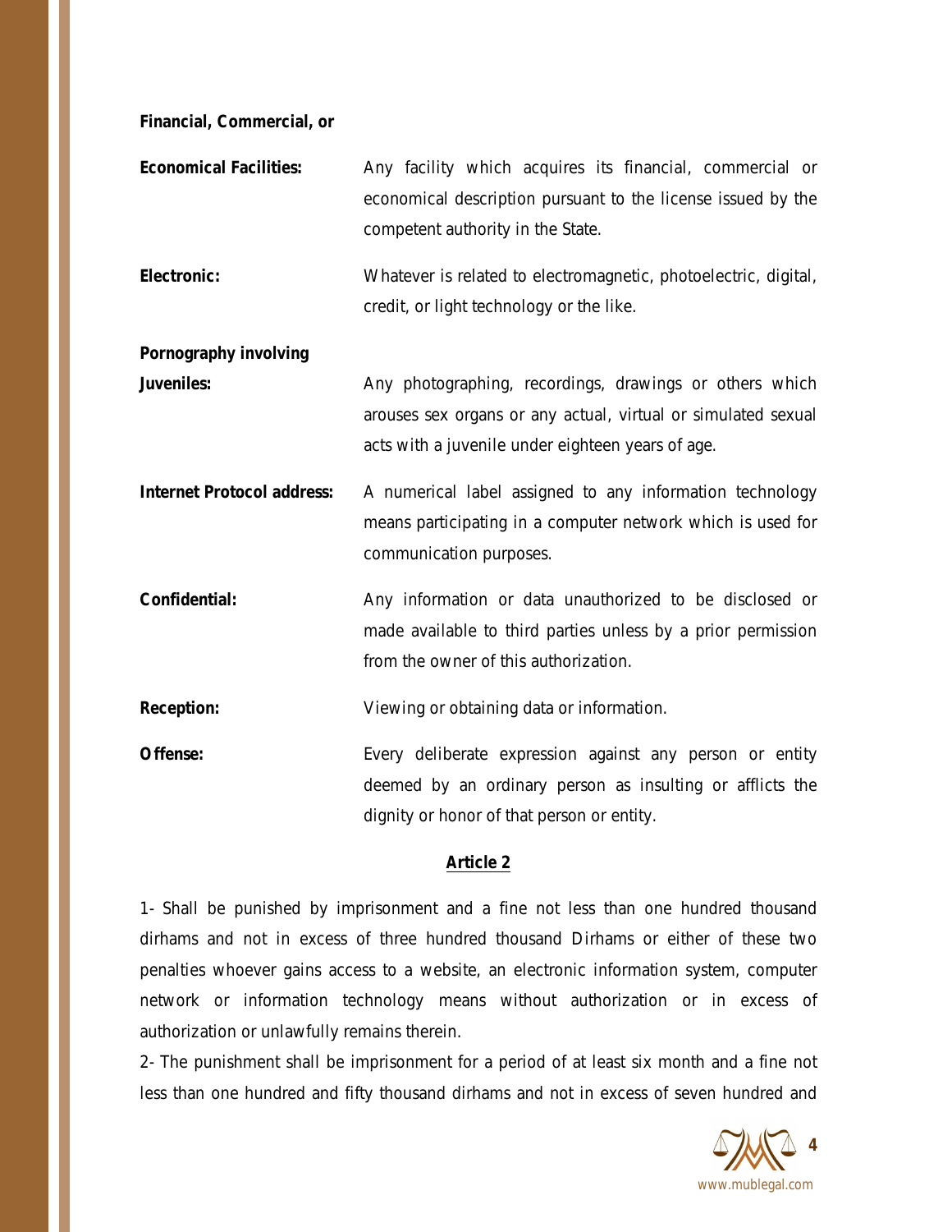**Financial, Commercial, or Economical Facilities:** Any facility which acquires its financial, commercial or economical description pursuant to the license issued by the competent authority in the State.

**Electronic:** Whatever is related to electromagnetic, photoelectric, digital, credit, or light technology or the like.

**Pornography involving Juveniles:** Any photographing, recordings, drawings or others which arouses sex organs or any actual, virtual or simulated sexual acts with a juvenile under eighteen years of age.

**Internet Protocol address:** A numerical label assigned to any information technology means participating in a computer network which is used for communication purposes.

**Confidential:** Any information or data unauthorized to be disclosed or made available to third parties unless by a prior permission from the owner of this authorization.

**Reception:** Viewing or obtaining data or information.

**Offense:** Every deliberate expression against any person or entity deemed by an ordinary person as insulting or afflicts the dignity or honor of that person or entity.

## Article 2

1- Shall be punished by imprisonment and a fine not less than one hundred thousand dirhams and not in excess of three hundred thousand Dirhams or either of these two penalties whoever gains access to a website, an electronic information system, computer network or information technology means without authorization or in excess of authorization or unlawfully remains therein.

2- The punishment shall be imprisonment for a period of at least six month and a fine not less than one hundred and fifty thousand dirhams and not in excess of seven hundred and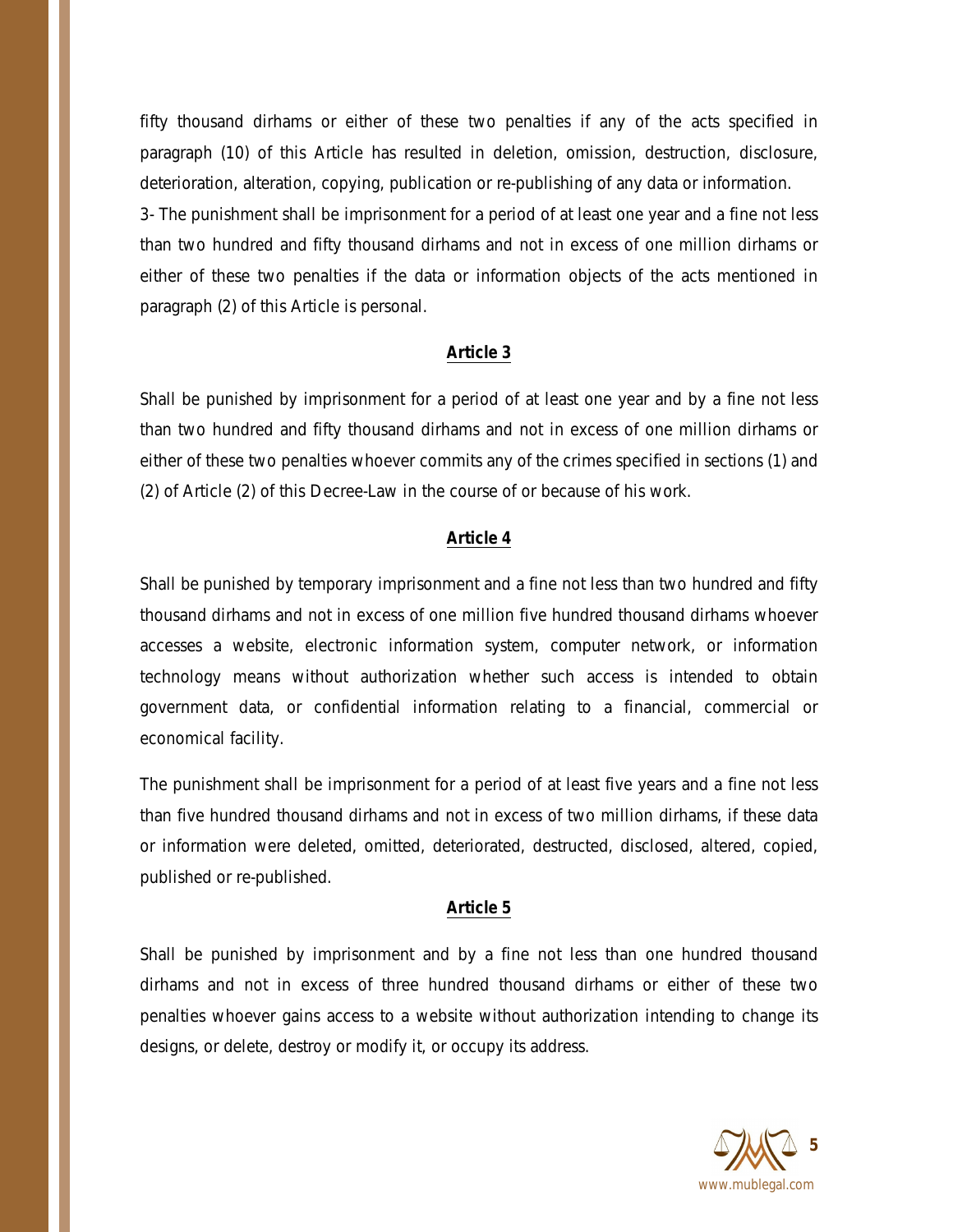fifty thousand dirhams or either of these two penalties if any of the acts specified in paragraph (10) of this Article has resulted in deletion, omission, destruction, disclosure, deterioration, alteration, copying, publication or re-publishing of any data or information.

3- The punishment shall be imprisonment for a period of at least one year and a fine not less than two hundred and fifty thousand dirhams and not in excess of one million dirhams or either of these two penalties if the data or information objects of the acts mentioned in paragraph (2) of this Article is personal.

## Article 3

Shall be punished by imprisonment for a period of at least one year and by a fine not less than two hundred and fifty thousand dirhams and not in excess of one million dirhams or either of these two penalties whoever commits any of the crimes specified in sections (1) and (2) of Article (2) of this Decree-Law in the course of or because of his work.

## Article 4

Shall be punished by temporary imprisonment and a fine not less than two hundred and fifty thousand dirhams and not in excess of one million five hundred thousand dirhams whoever accesses a website, electronic information system, computer network, or information technology means without authorization whether such access is intended to obtain government data, or confidential information relating to a financial, commercial or economical facility.

The punishment shall be imprisonment for a period of at least five years and a fine not less than five hundred thousand dirhams and not in excess of two million dirhams, if these data or information were deleted, omitted, deteriorated, destructed, disclosed, altered, copied, published or re-published.

## Article 5

Shall be punished by imprisonment and by a fine not less than one hundred thousand dirhams and not in excess of three hundred thousand dirhams or either of these two penalties whoever gains access to a website without authorization intending to change its designs, or delete, destroy or modify it, or occupy its address.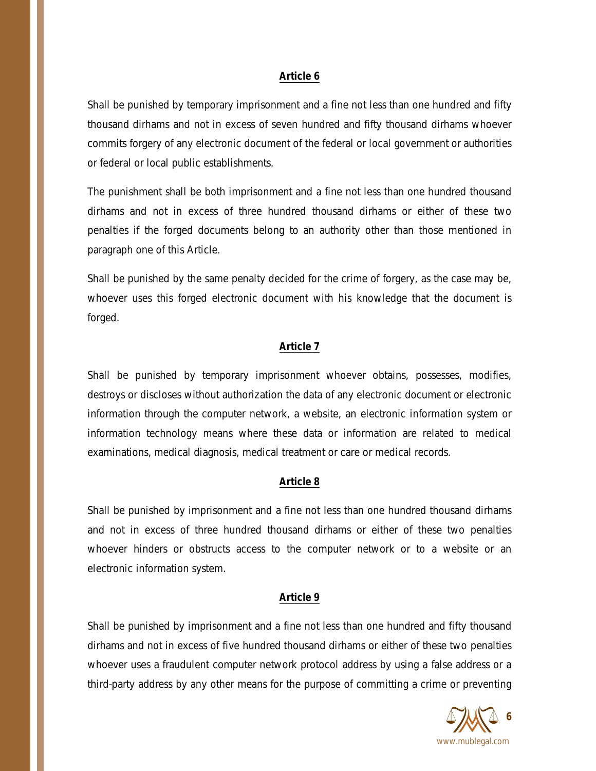## Article 6

Shall be punished by temporary imprisonment and a fine not less than one hundred and fifty thousand dirhams and not in excess of seven hundred and fifty thousand dirhams whoever commits forgery of any electronic document of the federal or local government or authorities or federal or local public establishments.

The punishment shall be both imprisonment and a fine not less than one hundred thousand dirhams and not in excess of three hundred thousand dirhams or either of these two penalties if the forged documents belong to an authority other than those mentioned in paragraph one of this Article.

Shall be punished by the same penalty decided for the crime of forgery, as the case may be, whoever uses this forged electronic document with his knowledge that the document is forged.

## Article 7

Shall be punished by temporary imprisonment whoever obtains, possesses, modifies, destroys or discloses without authorization the data of any electronic document or electronic information through the computer network, a website, an electronic information system or information technology means where these data or information are related to medical examinations, medical diagnosis, medical treatment or care or medical records.

## Article 8

Shall be punished by imprisonment and a fine not less than one hundred thousand dirhams and not in excess of three hundred thousand dirhams or either of these two penalties whoever hinders or obstructs access to the computer network or to a website or an electronic information system.

## Article 9

Shall be punished by imprisonment and a fine not less than one hundred and fifty thousand dirhams and not in excess of five hundred thousand dirhams or either of these two penalties whoever uses a fraudulent computer network protocol address by using a false address or a third-party address by any other means for the purpose of committing a crime or preventing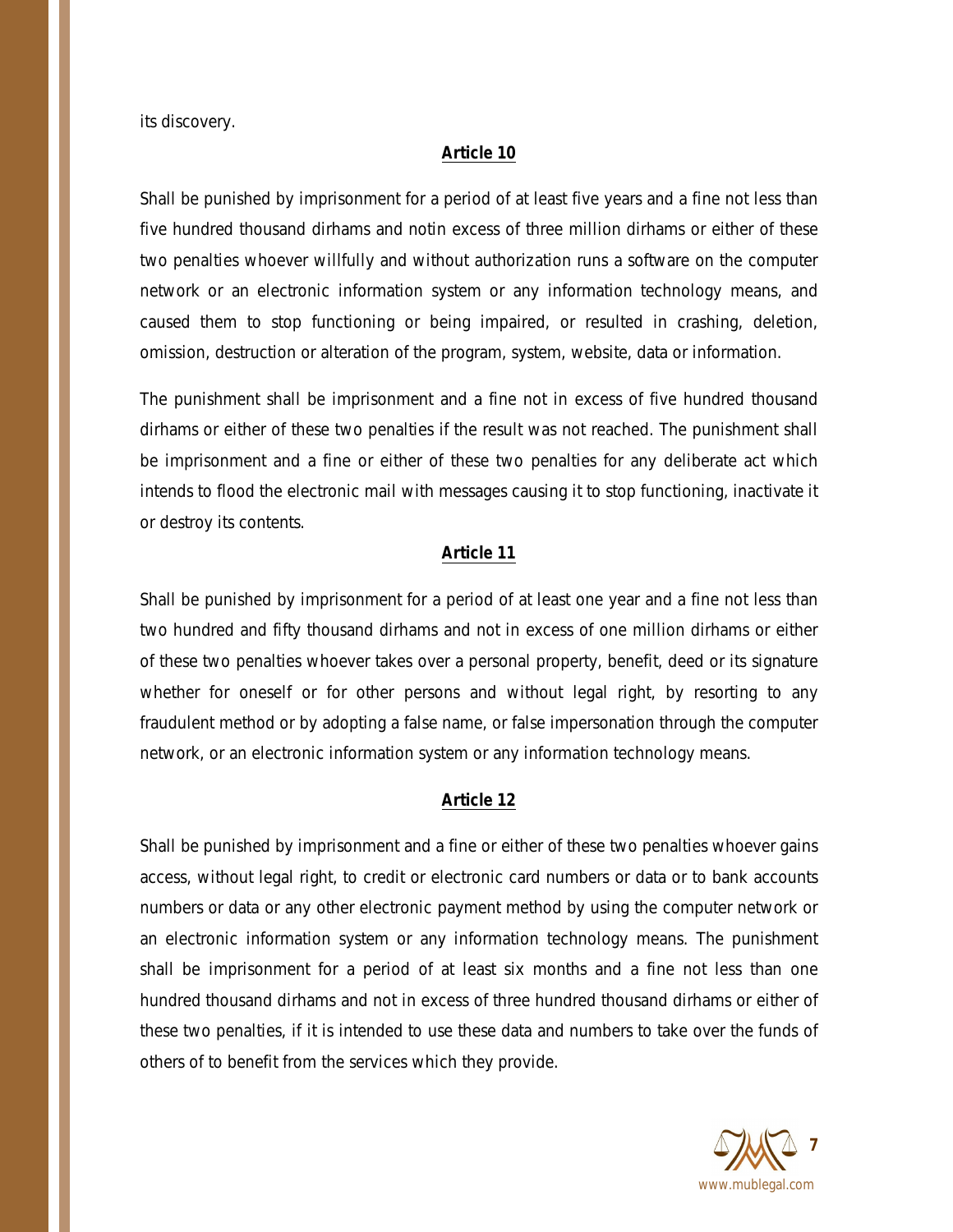its discovery.

**Article 10**

Shall be punished by imprisonment for a period of at least five years and a fine not less than five hundred thousand dirhams and notin excess of three million dirhams or either of these two penalties whoever willfully and without authorization runs a software on the computer network or an electronic information system or any information technology means, and caused them to stop functioning or being impaired, or resulted in crashing, deletion, omission, destruction or alteration of the program, system, website, data or information.

The punishment shall be imprisonment and a fine not in excess of five hundred thousand dirhams or either of these two penalties if the result was not reached. The punishment shall be imprisonment and a fine or either of these two penalties for any deliberate act which intends to flood the electronic mail with messages causing it to stop functioning, inactivate it or destroy its contents.

**Article 11**

Shall be punished by imprisonment for a period of at least one year and a fine not less than two hundred and fifty thousand dirhams and not in excess of one million dirhams or either of these two penalties whoever takes over a personal property, benefit, deed or its signature whether for oneself or for other persons and without legal right, by resorting to any fraudulent method or by adopting a false name, or false impersonation through the computer network, or an electronic information system or any information technology means.

**Article 12**

Shall be punished by imprisonment and a fine or either of these two penalties whoever gains access, without legal right, to credit or electronic card numbers or data or to bank accounts numbers or data or any other electronic payment method by using the computer network or an electronic information system or any information technology means. The punishment shall be imprisonment for a period of at least six months and a fine not less than one hundred thousand dirhams and not in excess of three hundred thousand dirhams or either of these two penalties, if it is intended to use these data and numbers to take over the funds of others of to benefit from the services which they provide.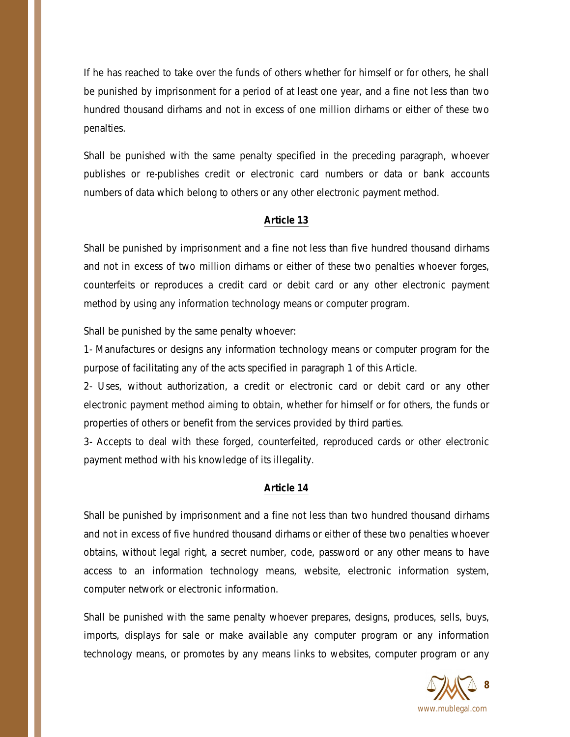If he has reached to take over the funds of others whether for himself or for others, he shall be punished by imprisonment for a period of at least one year, and a fine not less than two hundred thousand dirhams and not in excess of one million dirhams or either of these two penalties.

Shall be punished with the same penalty specified in the preceding paragraph, whoever publishes or re-publishes credit or electronic card numbers or data or bank accounts numbers of data which belong to others or any other electronic payment method.

## Article 13

Shall be punished by imprisonment and a fine not less than five hundred thousand dirhams and not in excess of two million dirhams or either of these two penalties whoever forges, counterfeits or reproduces a credit card or debit card or any other electronic payment method by using any information technology means or computer program.

Shall be punished by the same penalty whoever:

1- Manufactures or designs any information technology means or computer program for the purpose of facilitating any of the acts specified in paragraph 1 of this Article.

2- Uses, without authorization, a credit or electronic card or debit card or any other electronic payment method aiming to obtain, whether for himself or for others, the funds or properties of others or benefit from the services provided by third parties.

3- Accepts to deal with these forged, counterfeited, reproduced cards or other electronic payment method with his knowledge of its illegality.

## Article 14

Shall be punished by imprisonment and a fine not less than two hundred thousand dirhams and not in excess of five hundred thousand dirhams or either of these two penalties whoever obtains, without legal right, a secret number, code, password or any other means to have access to an information technology means, website, electronic information system, computer network or electronic information.

Shall be punished with the same penalty whoever prepares, designs, produces, sells, buys, imports, displays for sale or make available any computer program or any information technology means, or promotes by any means links to websites, computer program or any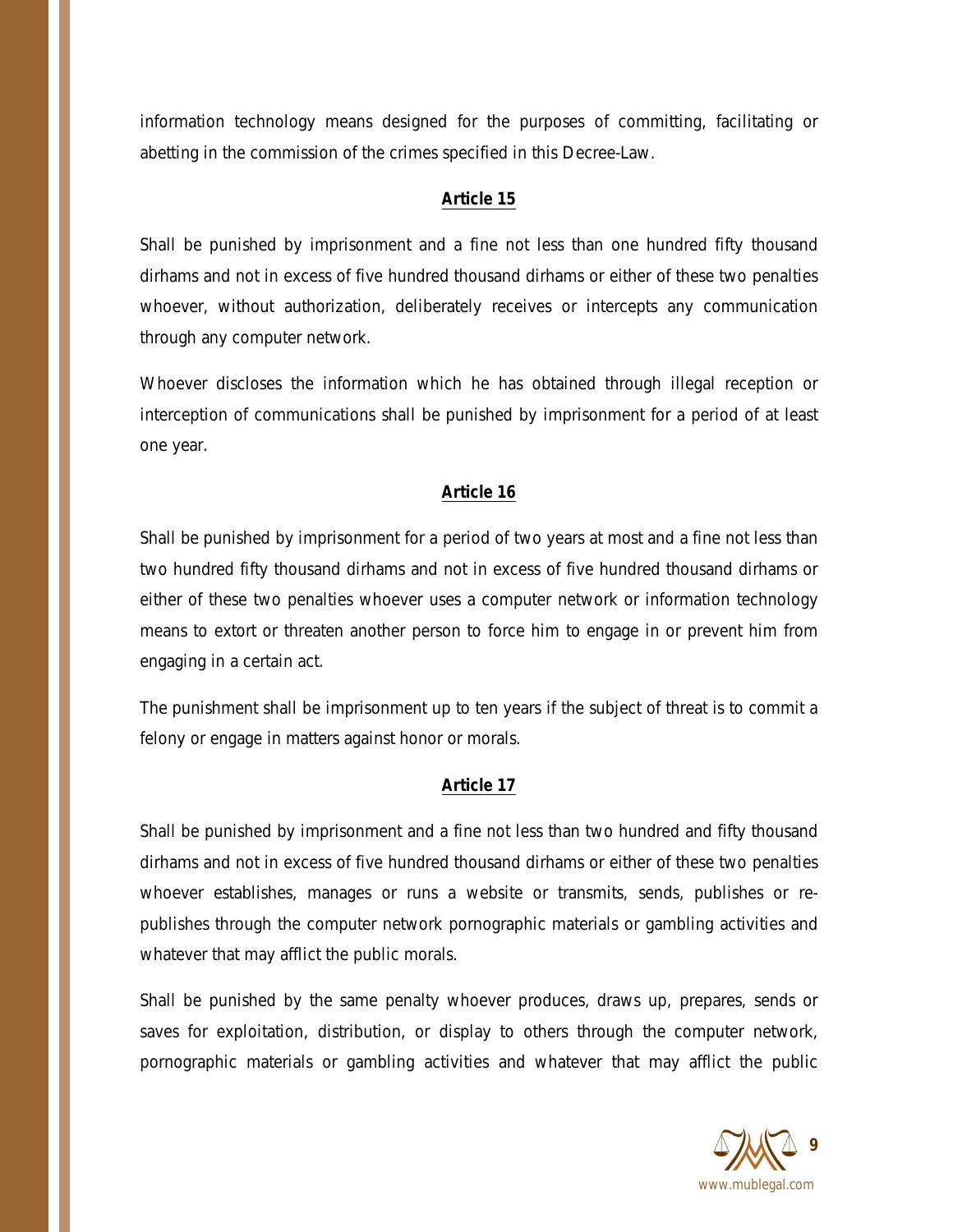information technology means designed for the purposes of committing, facilitating or abetting in the commission of the crimes specified in this Decree-Law.

### Article 15

Shall be punished by imprisonment and a fine not less than one hundred fifty thousand dirhams and not in excess of five hundred thousand dirhams or either of these two penalties whoever, without authorization, deliberately receives or intercepts any communication through any computer network.

Whoever discloses the information which he has obtained through illegal reception or interception of communications shall be punished by imprisonment for a period of at least one year.

### Article 16

Shall be punished by imprisonment for a period of two years at most and a fine not less than two hundred fifty thousand dirhams and not in excess of five hundred thousand dirhams or either of these two penalties whoever uses a computer network or information technology means to extort or threaten another person to force him to engage in or prevent him from engaging in a certain act.

The punishment shall be imprisonment up to ten years if the subject of threat is to commit a felony or engage in matters against honor or morals.

### Article 17

Shall be punished by imprisonment and a fine not less than two hundred and fifty thousand dirhams and not in excess of five hundred thousand dirhams or either of these two penalties whoever establishes, manages or runs a website or transmits, sends, publishes or re-publishes through the computer network pornographic materials or gambling activities and whatever that may afflict the public morals.

Shall be punished by the same penalty whoever produces, draws up, prepares, sends or saves for exploitation, distribution, or display to others through the computer network, pornographic materials or gambling activities and whatever that may afflict the public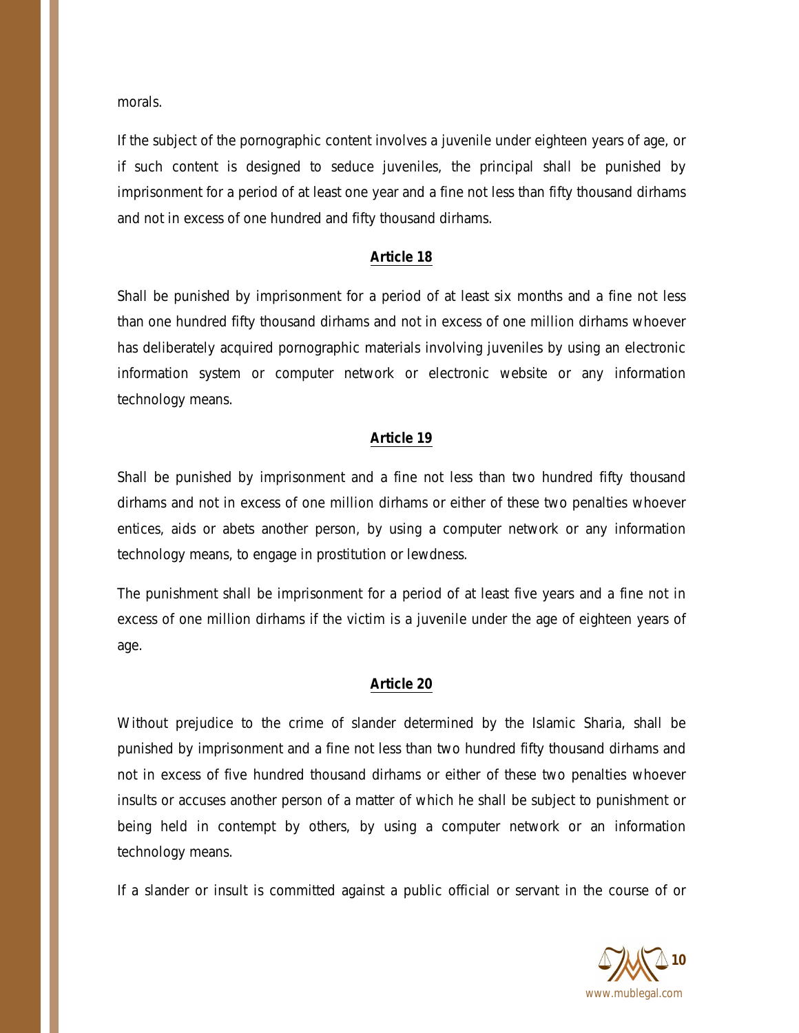morals.

If the subject of the pornographic content involves a juvenile under eighteen years of age, or if such content is designed to seduce juveniles, the principal shall be punished by imprisonment for a period of at least one year and a fine not less than fifty thousand dirhams and not in excess of one hundred and fifty thousand dirhams.

### Article 18

Shall be punished by imprisonment for a period of at least six months and a fine not less than one hundred fifty thousand dirhams and not in excess of one million dirhams whoever has deliberately acquired pornographic materials involving juveniles by using an electronic information system or computer network or electronic website or any information technology means.

### Article 19

Shall be punished by imprisonment and a fine not less than two hundred fifty thousand dirhams and not in excess of one million dirhams or either of these two penalties whoever entices, aids or abets another person, by using a computer network or any information technology means, to engage in prostitution or lewdness.

The punishment shall be imprisonment for a period of at least five years and a fine not in excess of one million dirhams if the victim is a juvenile under the age of eighteen years of age.

### Article 20

Without prejudice to the crime of slander determined by the Islamic Sharia, shall be punished by imprisonment and a fine not less than two hundred fifty thousand dirhams and not in excess of five hundred thousand dirhams or either of these two penalties whoever insults or accuses another person of a matter of which he shall be subject to punishment or being held in contempt by others, by using a computer network or an information technology means.

If a slander or insult is committed against a public official or servant in the course of or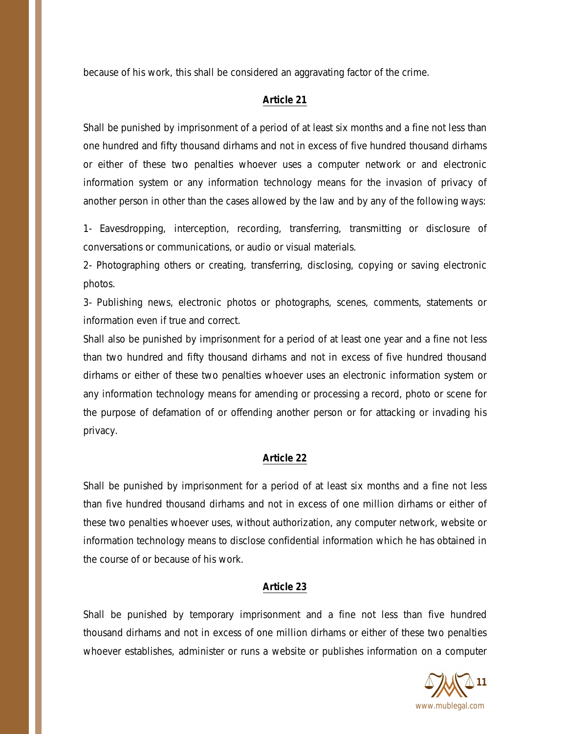because of his work, this shall be considered an aggravating factor of the crime.

### Article 21

Shall be punished by imprisonment of a period of at least six months and a fine not less than one hundred and fifty thousand dirhams and not in excess of five hundred thousand dirhams or either of these two penalties whoever uses a computer network or and electronic information system or any information technology means for the invasion of privacy of another person in other than the cases allowed by the law and by any of the following ways:

1- Eavesdropping, interception, recording, transferring, transmitting or disclosure of conversations or communications, or audio or visual materials.

2- Photographing others or creating, transferring, disclosing, copying or saving electronic photos.

3- Publishing news, electronic photos or photographs, scenes, comments, statements or information even if true and correct.

Shall also be punished by imprisonment for a period of at least one year and a fine not less than two hundred and fifty thousand dirhams and not in excess of five hundred thousand dirhams or either of these two penalties whoever uses an electronic information system or any information technology means for amending or processing a record, photo or scene for the purpose of defamation of or offending another person or for attacking or invading his privacy.

### Article 22

Shall be punished by imprisonment for a period of at least six months and a fine not less than five hundred thousand dirhams and not in excess of one million dirhams or either of these two penalties whoever uses, without authorization, any computer network, website or information technology means to disclose confidential information which he has obtained in the course of or because of his work.

### Article 23

Shall be punished by temporary imprisonment and a fine not less than five hundred thousand dirhams and not in excess of one million dirhams or either of these two penalties whoever establishes, administer or runs a website or publishes information on a computer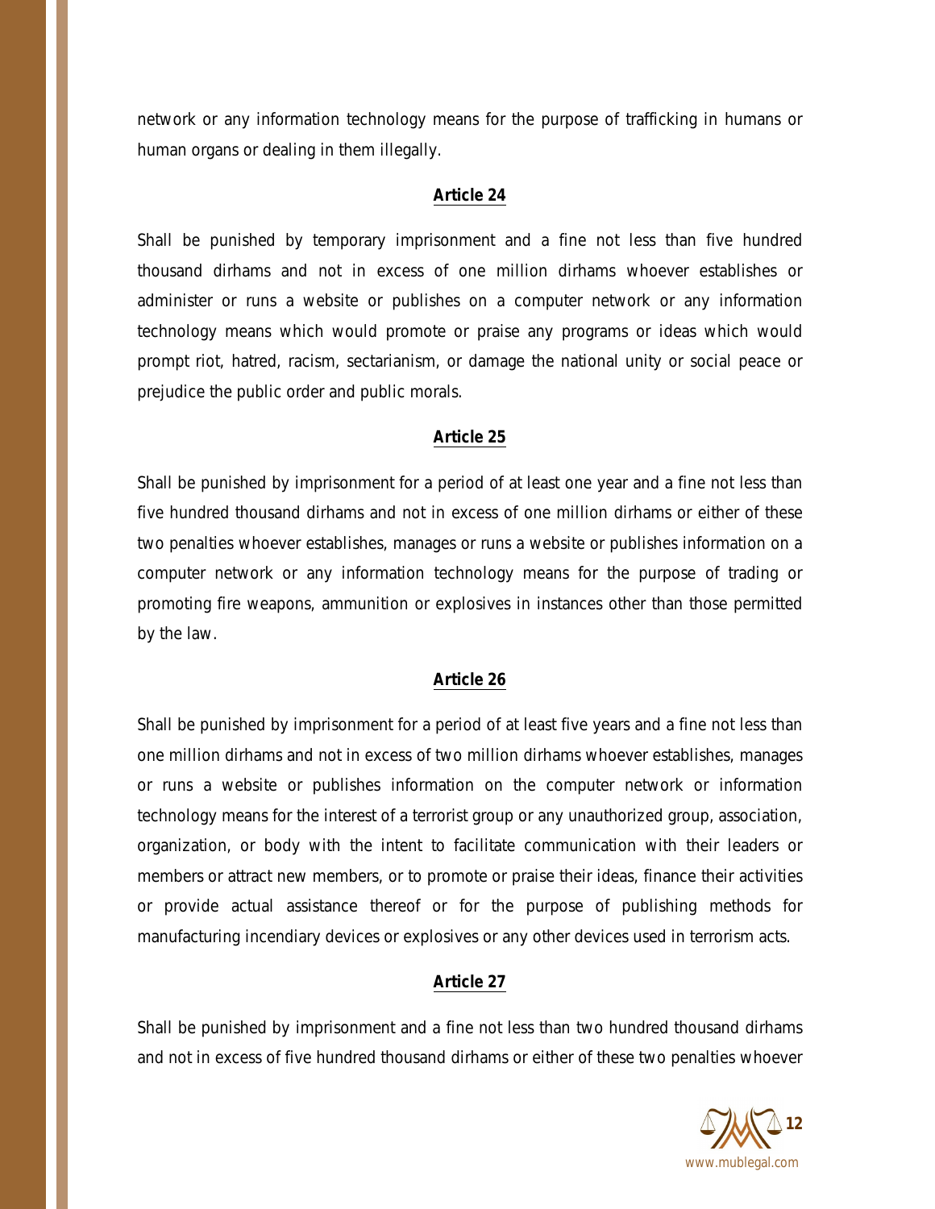network or any information technology means for the purpose of trafficking in humans or human organs or dealing in them illegally.

### Article 24

Shall be punished by temporary imprisonment and a fine not less than five hundred thousand dirhams and not in excess of one million dirhams whoever establishes or administer or runs a website or publishes on a computer network or any information technology means which would promote or praise any programs or ideas which would prompt riot, hatred, racism, sectarianism, or damage the national unity or social peace or prejudice the public order and public morals.

### Article 25

Shall be punished by imprisonment for a period of at least one year and a fine not less than five hundred thousand dirhams and not in excess of one million dirhams or either of these two penalties whoever establishes, manages or runs a website or publishes information on a computer network or any information technology means for the purpose of trading or promoting fire weapons, ammunition or explosives in instances other than those permitted by the law.

### Article 26

Shall be punished by imprisonment for a period of at least five years and a fine not less than one million dirhams and not in excess of two million dirhams whoever establishes, manages or runs a website or publishes information on the computer network or information technology means for the interest of a terrorist group or any unauthorized group, association, organization, or body with the intent to facilitate communication with their leaders or members or attract new members, or to promote or praise their ideas, finance their activities or provide actual assistance thereof or for the purpose of publishing methods for manufacturing incendiary devices or explosives or any other devices used in terrorism acts.

### Article 27

Shall be punished by imprisonment and a fine not less than two hundred thousand dirhams and not in excess of five hundred thousand dirhams or either of these two penalties whoever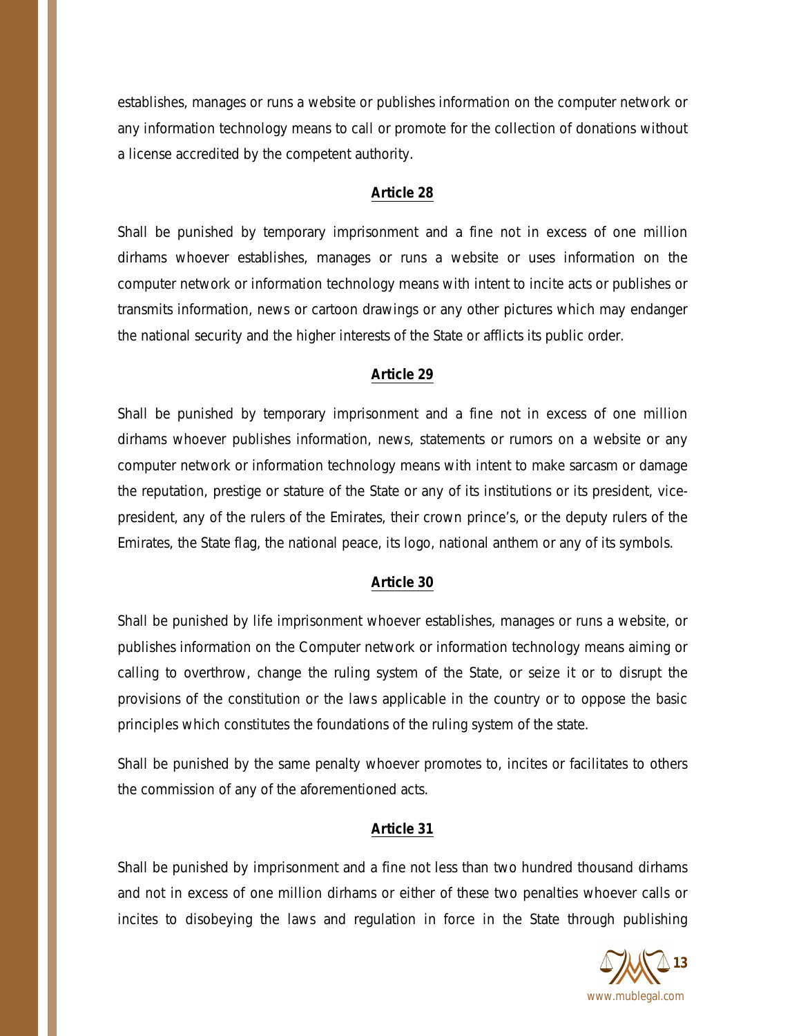establishes, manages or runs a website or publishes information on the computer network or any information technology means to call or promote for the collection of donations without a license accredited by the competent authority.

### Article 28

Shall be punished by temporary imprisonment and a fine not in excess of one million dirhams whoever establishes, manages or runs a website or uses information on the computer network or information technology means with intent to incite acts or publishes or transmits information, news or cartoon drawings or any other pictures which may endanger the national security and the higher interests of the State or afflicts its public order.

### Article 29

Shall be punished by temporary imprisonment and a fine not in excess of one million dirhams whoever publishes information, news, statements or rumors on a website or any computer network or information technology means with intent to make sarcasm or damage the reputation, prestige or stature of the State or any of its institutions or its president, vice-president, any of the rulers of the Emirates, their crown prince's, or the deputy rulers of the Emirates, the State flag, the national peace, its logo, national anthem or any of its symbols.

### Article 30

Shall be punished by life imprisonment whoever establishes, manages or runs a website, or publishes information on the Computer network or information technology means aiming or calling to overthrow, change the ruling system of the State, or seize it or to disrupt the provisions of the constitution or the laws applicable in the country or to oppose the basic principles which constitutes the foundations of the ruling system of the state.

Shall be punished by the same penalty whoever promotes to, incites or facilitates to others the commission of any of the aforementioned acts.

### Article 31

Shall be punished by imprisonment and a fine not less than two hundred thousand dirhams and not in excess of one million dirhams or either of these two penalties whoever calls or incites to disobeying the laws and regulation in force in the State through publishing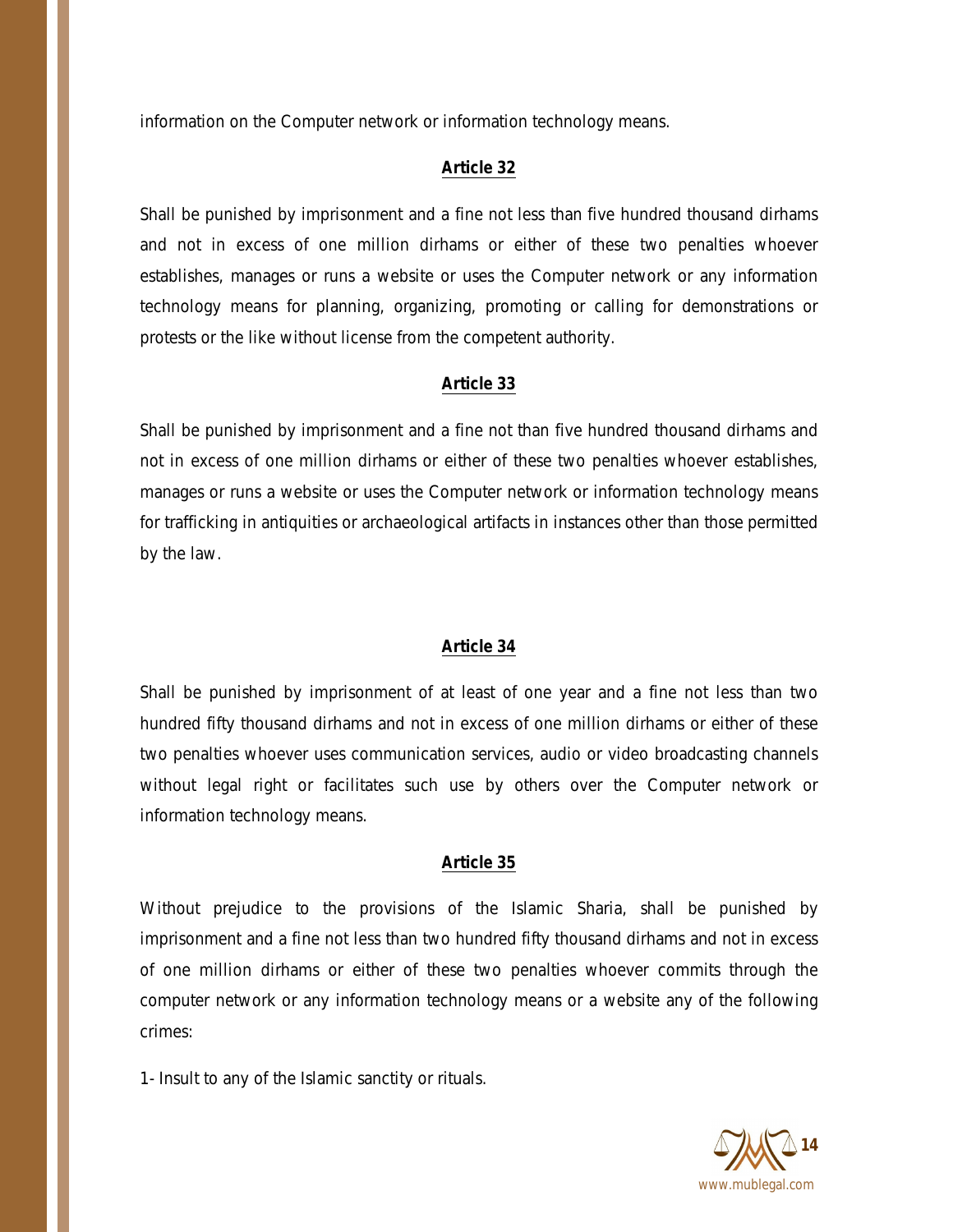information on the Computer network or information technology means.

**Article 32**

Shall be punished by imprisonment and a fine not less than five hundred thousand dirhams and not in excess of one million dirhams or either of these two penalties whoever establishes, manages or runs a website or uses the Computer network or any information technology means for planning, organizing, promoting or calling for demonstrations or protests or the like without license from the competent authority.

**Article 33**

Shall be punished by imprisonment and a fine not than five hundred thousand dirhams and not in excess of one million dirhams or either of these two penalties whoever establishes, manages or runs a website or uses the Computer network or information technology means for trafficking in antiquities or archaeological artifacts in instances other than those permitted by the law.

**Article 34**

Shall be punished by imprisonment of at least of one year and a fine not less than two hundred fifty thousand dirhams and not in excess of one million dirhams or either of these two penalties whoever uses communication services, audio or video broadcasting channels without legal right or facilitates such use by others over the Computer network or information technology means.

**Article 35**

Without prejudice to the provisions of the Islamic Sharia, shall be punished by imprisonment and a fine not less than two hundred fifty thousand dirhams and not in excess of one million dirhams or either of these two penalties whoever commits through the computer network or any information technology means or a website any of the following crimes:

1- Insult to any of the Islamic sanctity or rituals.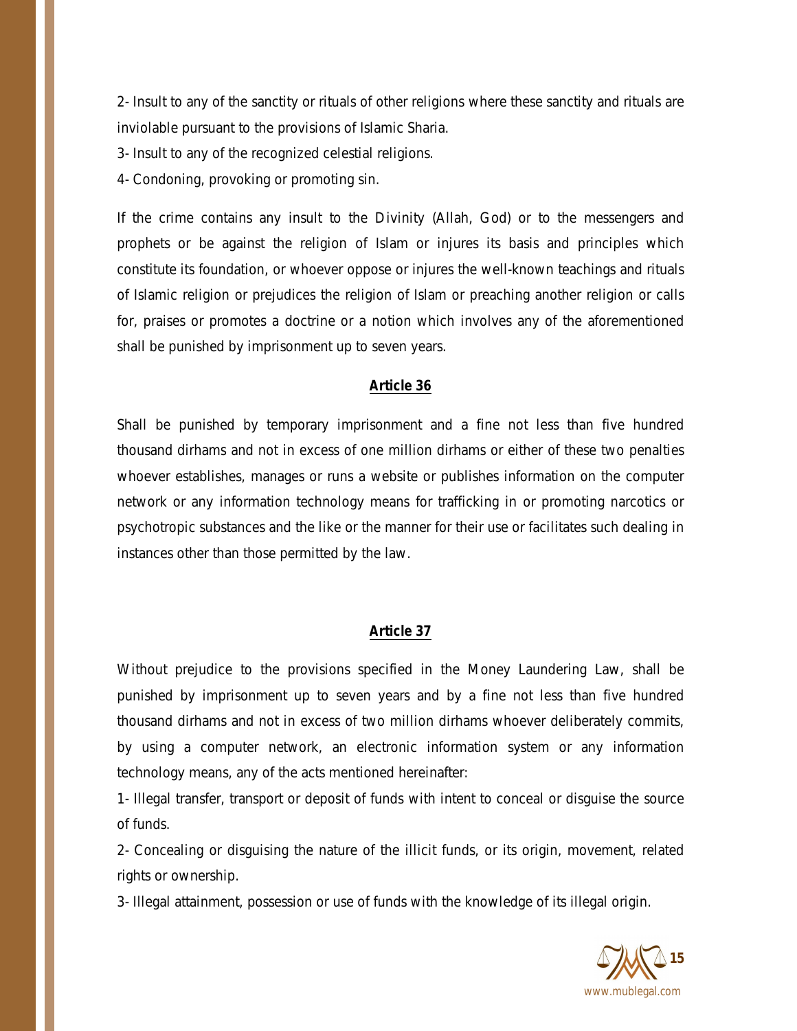2- Insult to any of the sanctity or rituals of other religions where these sanctity and rituals are inviolable pursuant to the provisions of Islamic Sharia.

3- Insult to any of the recognized celestial religions.

4- Condoning, provoking or promoting sin.

If the crime contains any insult to the Divinity (Allah, God) or to the messengers and prophets or be against the religion of Islam or injures its basis and principles which constitute its foundation, or whoever oppose or injures the well-known teachings and rituals of Islamic religion or prejudices the religion of Islam or preaching another religion or calls for, praises or promotes a doctrine or a notion which involves any of the aforementioned shall be punished by imprisonment up to seven years.

**Article 36**

Shall be punished by temporary imprisonment and a fine not less than five hundred thousand dirhams and not in excess of one million dirhams or either of these two penalties whoever establishes, manages or runs a website or publishes information on the computer network or any information technology means for trafficking in or promoting narcotics or psychotropic substances and the like or the manner for their use or facilitates such dealing in instances other than those permitted by the law.

**Article 37**

Without prejudice to the provisions specified in the Money Laundering Law, shall be punished by imprisonment up to seven years and by a fine not less than five hundred thousand dirhams and not in excess of two million dirhams whoever deliberately commits, by using a computer network, an electronic information system or any information technology means, any of the acts mentioned hereinafter:

1- Illegal transfer, transport or deposit of funds with intent to conceal or disguise the source of funds.

2- Concealing or disguising the nature of the illicit funds, or its origin, movement, related rights or ownership.

3- Illegal attainment, possession or use of funds with the knowledge of its illegal origin.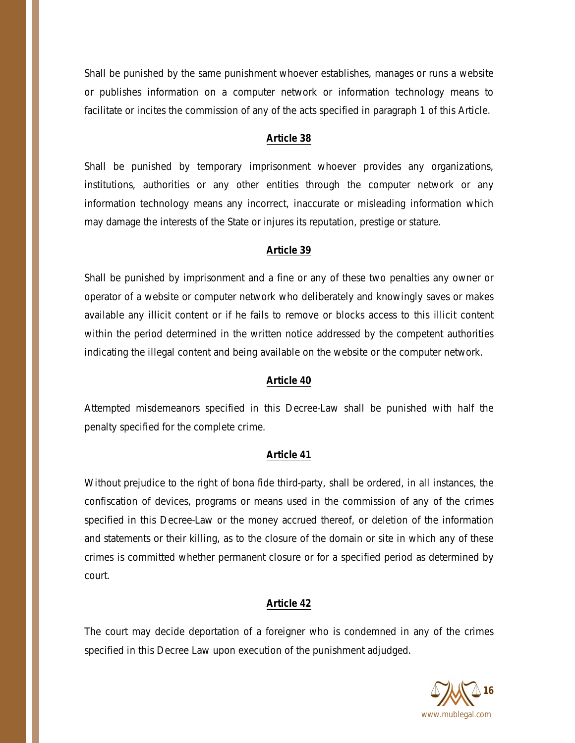Shall be punished by the same punishment whoever establishes, manages or runs a website or publishes information on a computer network or information technology means to facilitate or incites the commission of any of the acts specified in paragraph 1 of this Article.

## Article 38

Shall be punished by temporary imprisonment whoever provides any organizations, institutions, authorities or any other entities through the computer network or any information technology means any incorrect, inaccurate or misleading information which may damage the interests of the State or injures its reputation, prestige or stature.

## Article 39

Shall be punished by imprisonment and a fine or any of these two penalties any owner or operator of a website or computer network who deliberately and knowingly saves or makes available any illicit content or if he fails to remove or blocks access to this illicit content within the period determined in the written notice addressed by the competent authorities indicating the illegal content and being available on the website or the computer network.

## Article 40

Attempted misdemeanors specified in this Decree-Law shall be punished with half the penalty specified for the complete crime.

## Article 41

Without prejudice to the right of bona fide third-party, shall be ordered, in all instances, the confiscation of devices, programs or means used in the commission of any of the crimes specified in this Decree-Law or the money accrued thereof, or deletion of the information and statements or their killing, as to the closure of the domain or site in which any of these crimes is committed whether permanent closure or for a specified period as determined by court.

## Article 42

The court may decide deportation of a foreigner who is condemned in any of the crimes specified in this Decree Law upon execution of the punishment adjudged.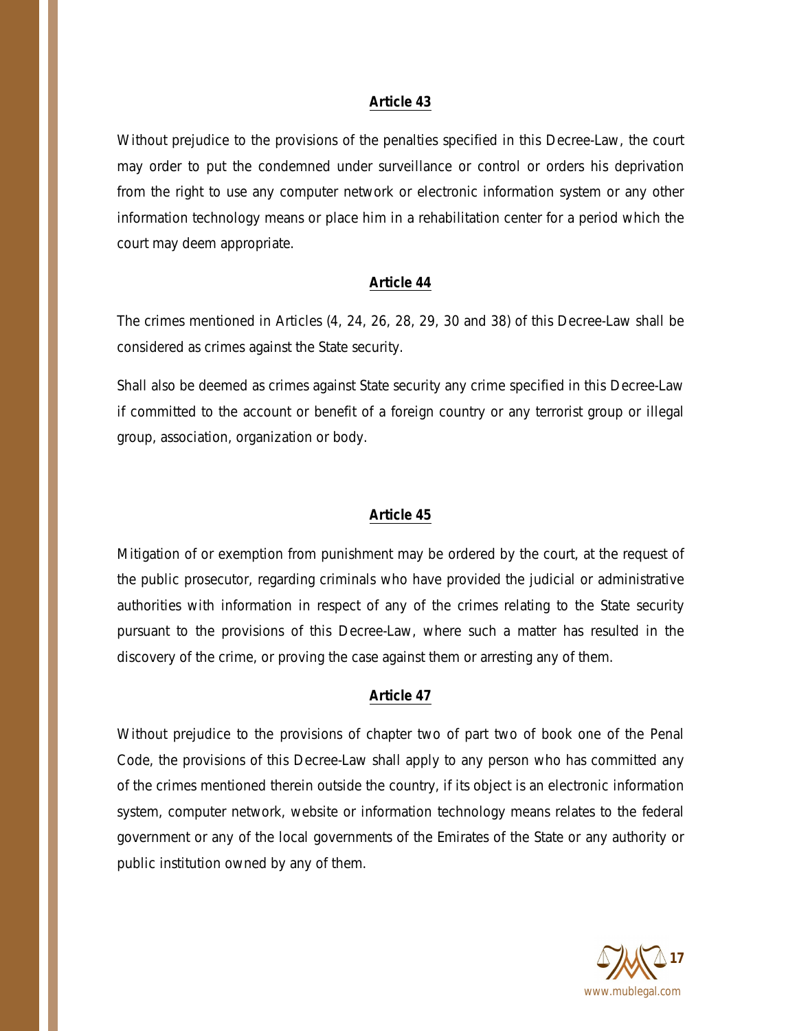### Article 43

Without prejudice to the provisions of the penalties specified in this Decree-Law, the court may order to put the condemned under surveillance or control or orders his deprivation from the right to use any computer network or electronic information system or any other information technology means or place him in a rehabilitation center for a period which the court may deem appropriate.

### Article 44

The crimes mentioned in Articles (4, 24, 26, 28, 29, 30 and 38) of this Decree-Law shall be considered as crimes against the State security.

Shall also be deemed as crimes against State security any crime specified in this Decree-Law if committed to the account or benefit of a foreign country or any terrorist group or illegal group, association, organization or body.

### Article 45

Mitigation of or exemption from punishment may be ordered by the court, at the request of the public prosecutor, regarding criminals who have provided the judicial or administrative authorities with information in respect of any of the crimes relating to the State security pursuant to the provisions of this Decree-Law, where such a matter has resulted in the discovery of the crime, or proving the case against them or arresting any of them.

### Article 47

Without prejudice to the provisions of chapter two of part two of book one of the Penal Code, the provisions of this Decree-Law shall apply to any person who has committed any of the crimes mentioned therein outside the country, if its object is an electronic information system, computer network, website or information technology means relates to the federal government or any of the local governments of the Emirates of the State or any authority or public institution owned by any of them.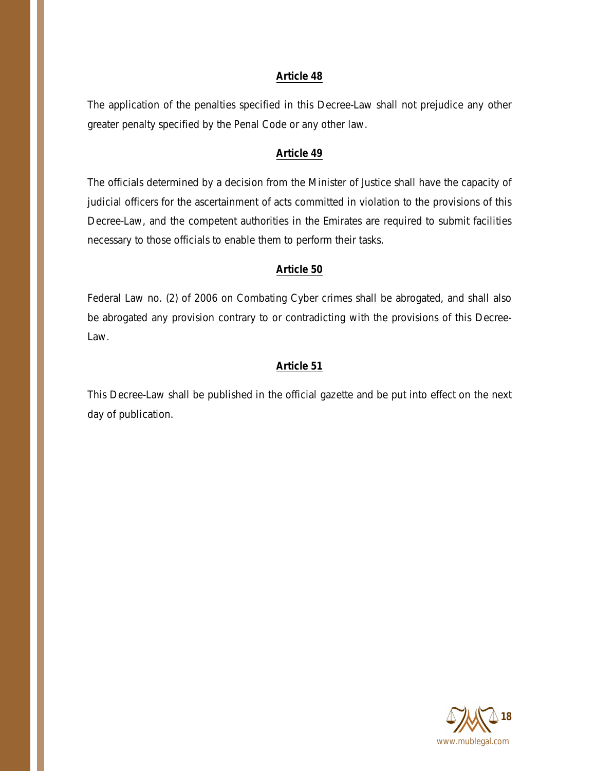**Article 48**

The application of the penalties specified in this Decree-Law shall not prejudice any other greater penalty specified by the Penal Code or any other law.

**Article 49**

The officials determined by a decision from the Minister of Justice shall have the capacity of judicial officers for the ascertainment of acts committed in violation to the provisions of this Decree-Law, and the competent authorities in the Emirates are required to submit facilities necessary to those officials to enable them to perform their tasks.

**Article 50**

Federal Law no. (2) of 2006 on Combating Cyber crimes shall be abrogated, and shall also be abrogated any provision contrary to or contradicting with the provisions of this Decree-Law.

**Article 51**

This Decree-Law shall be published in the official gazette and be put into effect on the next day of publication.